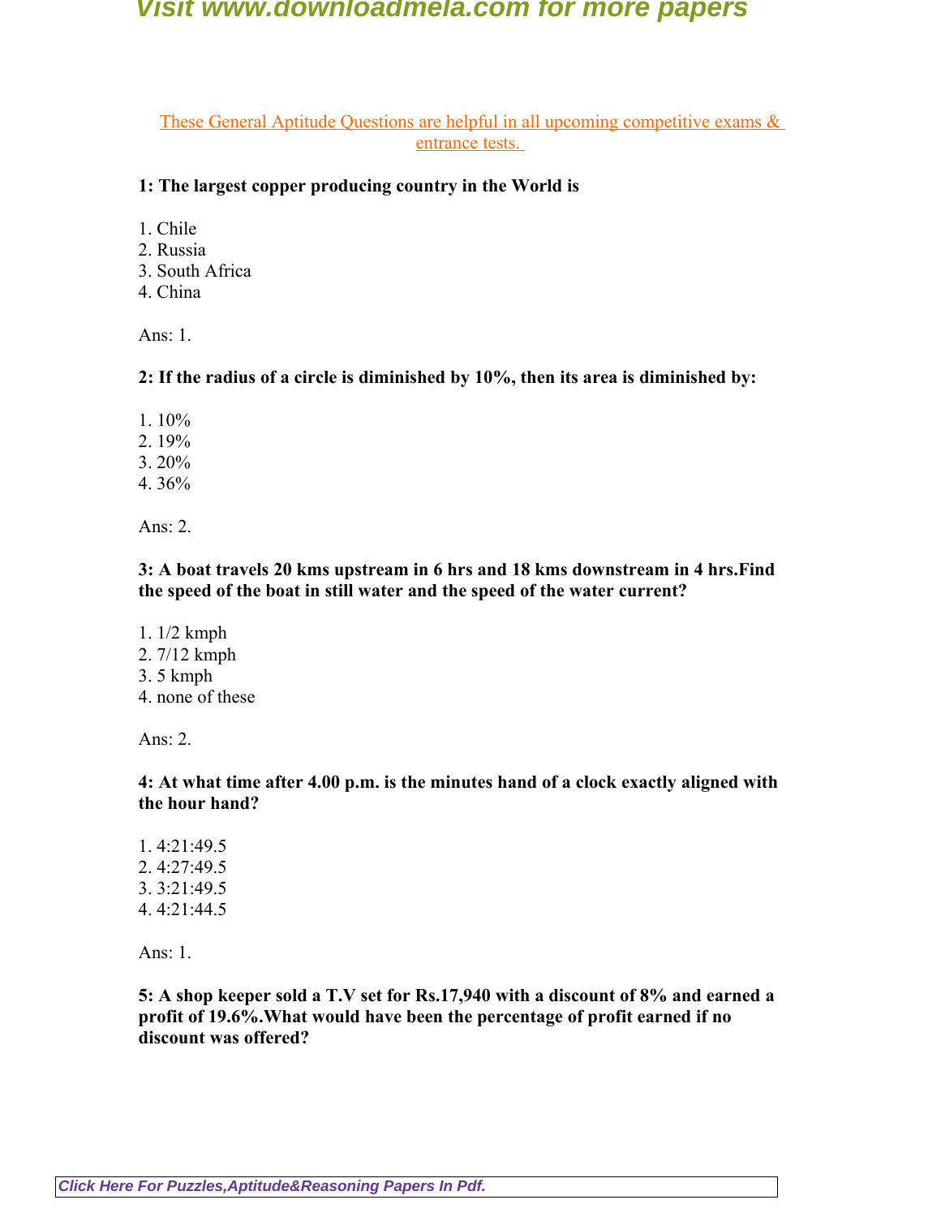These General Aptitude Questions are helpful in all upcoming competitive exams & entrance tests.

**1: The largest copper producing country in the World is**

1. Chile
2. Russia
3. South Africa
4. China

Ans: 1.

**2: If the radius of a circle is diminished by 10%, then its area is diminished by:**

1. 10%
2. 19%
3. 20%
4. 36%

Ans: 2.

**3: A boat travels 20 kms upstream in 6 hrs and 18 kms downstream in 4 hrs.Find the speed of the boat in still water and the speed of the water current?**

1. 1/2 kmph
2. 7/12 kmph
3. 5 kmph
4. none of these

Ans: 2.

**4: At what time after 4.00 p.m. is the minutes hand of a clock exactly aligned with the hour hand?**

1. 4:21:49.5
2. 4:27:49.5
3. 3:21:49.5
4. 4:21:44.5

Ans: 1.

**5: A shop keeper sold a T.V set for Rs.17,940 with a discount of 8% and earned a profit of 19.6%.What would have been the percentage of profit earned if no discount was offered?**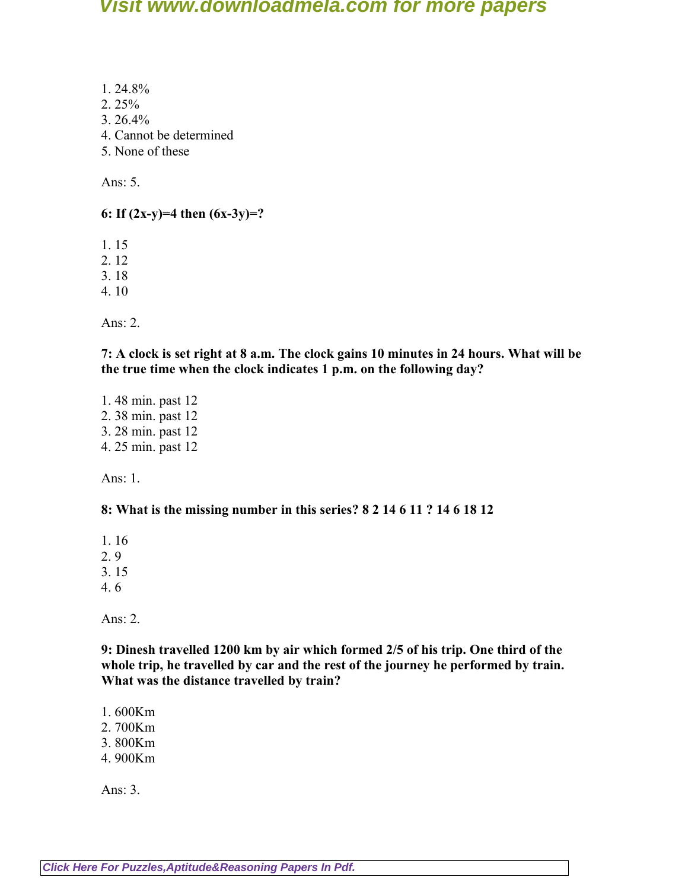1. 24.8%
2. 25%
3. 26.4%
4. Cannot be determined
5. None of these

Ans: 5.

**6: If (2x-y)=4 then (6x-3y)=?**

1. 15
2. 12
3. 18
4. 10

Ans: 2.

**7: A clock is set right at 8 a.m. The clock gains 10 minutes in 24 hours. What will be the true time when the clock indicates 1 p.m. on the following day?**

1. 48 min. past 12
2. 38 min. past 12
3. 28 min. past 12
4. 25 min. past 12

Ans: 1.

**8: What is the missing number in this series? 8 2 14 6 11 ? 14 6 18 12**

1. 16
2. 9
3. 15
4. 6

Ans: 2.

**9: Dinesh travelled 1200 km by air which formed 2/5 of his trip. One third of the whole trip, he travelled by car and the rest of the journey he performed by train. What was the distance travelled by train?**

1. 600Km
2. 700Km
3. 800Km
4. 900Km

Ans: 3.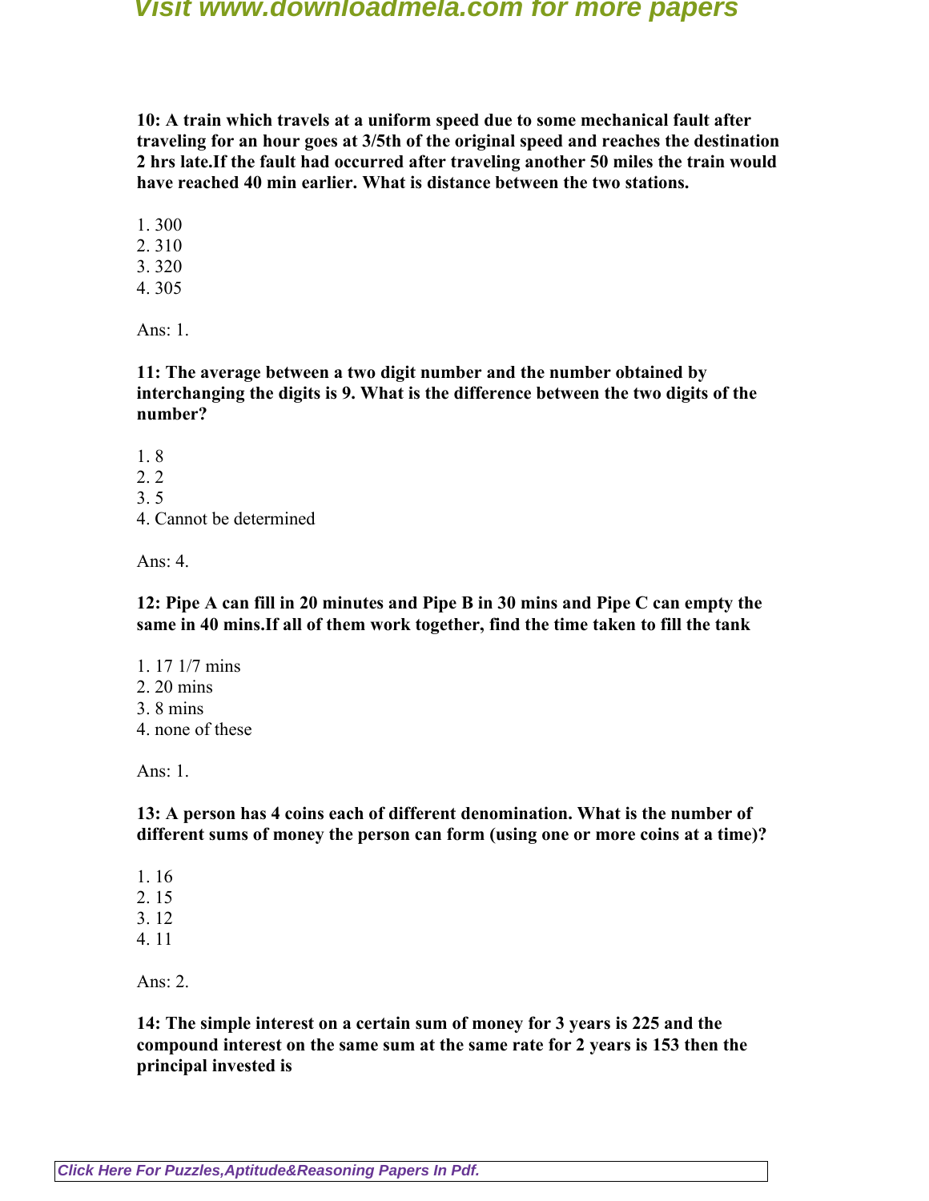**10: A train which travels at a uniform speed due to some mechanical fault after traveling for an hour goes at 3/5th of the original speed and reaches the destination 2 hrs late.If the fault had occurred after traveling another 50 miles the train would have reached 40 min earlier. What is distance between the two stations.**

1. 300
2. 310
3. 320
4. 305

Ans: 1.

**11: The average between a two digit number and the number obtained by interchanging the digits is 9. What is the difference between the two digits of the number?**

1. 8
2. 2
3. 5
4. Cannot be determined

Ans: 4.

**12: Pipe A can fill in 20 minutes and Pipe B in 30 mins and Pipe C can empty the same in 40 mins.If all of them work together, find the time taken to fill the tank**

1. 17 1/7 mins
2. 20 mins
3. 8 mins
4. none of these

Ans: 1.

**13: A person has 4 coins each of different denomination. What is the number of different sums of money the person can form (using one or more coins at a time)?**

1. 16
2. 15
3. 12
4. 11

Ans: 2.

**14: The simple interest on a certain sum of money for 3 years is 225 and the compound interest on the same sum at the same rate for 2 years is 153 then the principal invested is**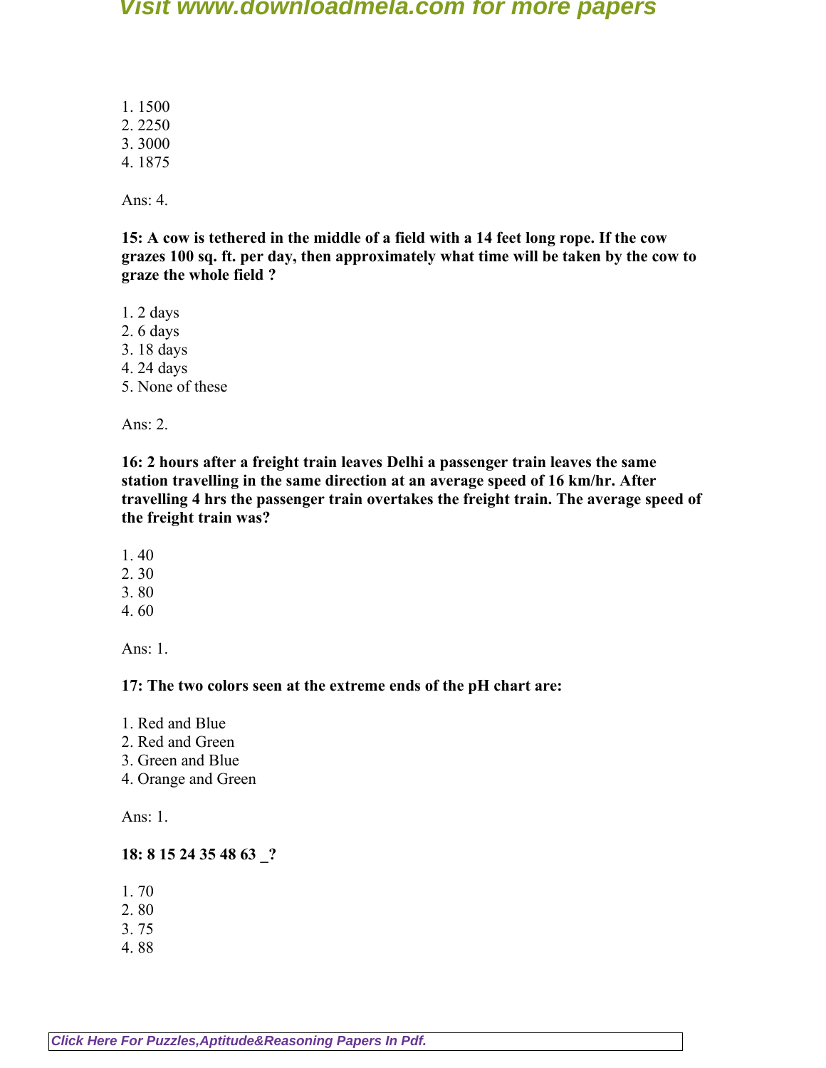1. 1500
2. 2250
3. 3000
4. 1875

Ans: 4.

**15: A cow is tethered in the middle of a field with a 14 feet long rope. If the cow grazes 100 sq. ft. per day, then approximately what time will be taken by the cow to graze the whole field ?**

1. 2 days
2. 6 days
3. 18 days
4. 24 days
5. None of these

Ans: 2.

**16: 2 hours after a freight train leaves Delhi a passenger train leaves the same station travelling in the same direction at an average speed of 16 km/hr. After travelling 4 hrs the passenger train overtakes the freight train. The average speed of the freight train was?**

1. 40
2. 30
3. 80
4. 60

Ans: 1.

**17: The two colors seen at the extreme ends of the pH chart are:**

1. Red and Blue
2. Red and Green
3. Green and Blue
4. Orange and Green

Ans: 1.

**18: 8 15 24 35 48 63 _?**

1. 70
2. 80
3. 75
4. 88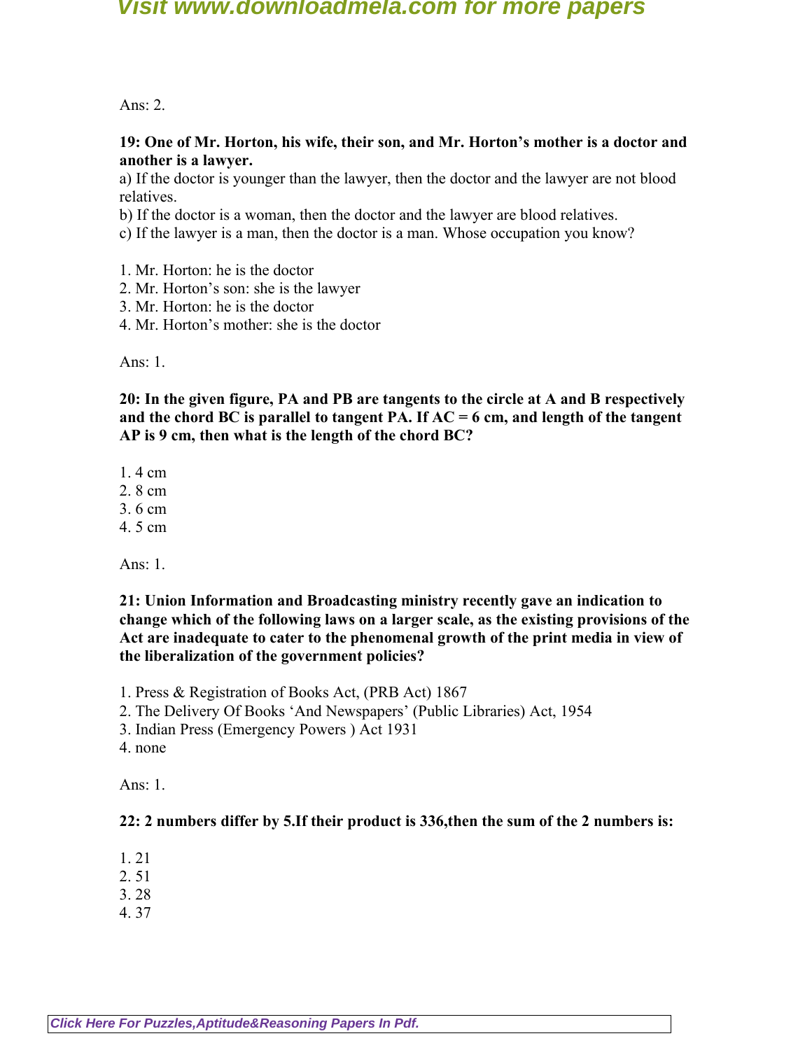Ans: 2.

**19: One of Mr. Horton, his wife, their son, and Mr. Horton's mother is a doctor and another is a lawyer.**

a) If the doctor is younger than the lawyer, then the doctor and the lawyer are not blood relatives.
b) If the doctor is a woman, then the doctor and the lawyer are blood relatives.
c) If the lawyer is a man, then the doctor is a man. Whose occupation you know?

1. Mr. Horton: he is the doctor
2. Mr. Horton's son: she is the lawyer
3. Mr. Horton: he is the doctor
4. Mr. Horton's mother: she is the doctor

Ans: 1.

**20: In the given figure, PA and PB are tangents to the circle at A and B respectively and the chord BC is parallel to tangent PA. If AC = 6 cm, and length of the tangent AP is 9 cm, then what is the length of the chord BC?**

1. 4 cm
2. 8 cm
3. 6 cm
4. 5 cm

Ans: 1.

**21: Union Information and Broadcasting ministry recently gave an indication to change which of the following laws on a larger scale, as the existing provisions of the Act are inadequate to cater to the phenomenal growth of the print media in view of the liberalization of the government policies?**

1. Press & Registration of Books Act, (PRB Act) 1867
2. The Delivery Of Books 'And Newspapers' (Public Libraries) Act, 1954
3. Indian Press (Emergency Powers ) Act 1931
4. none

Ans: 1.

**22: 2 numbers differ by 5.If their product is 336,then the sum of the 2 numbers is:**

1. 21
2. 51
3. 28
4. 37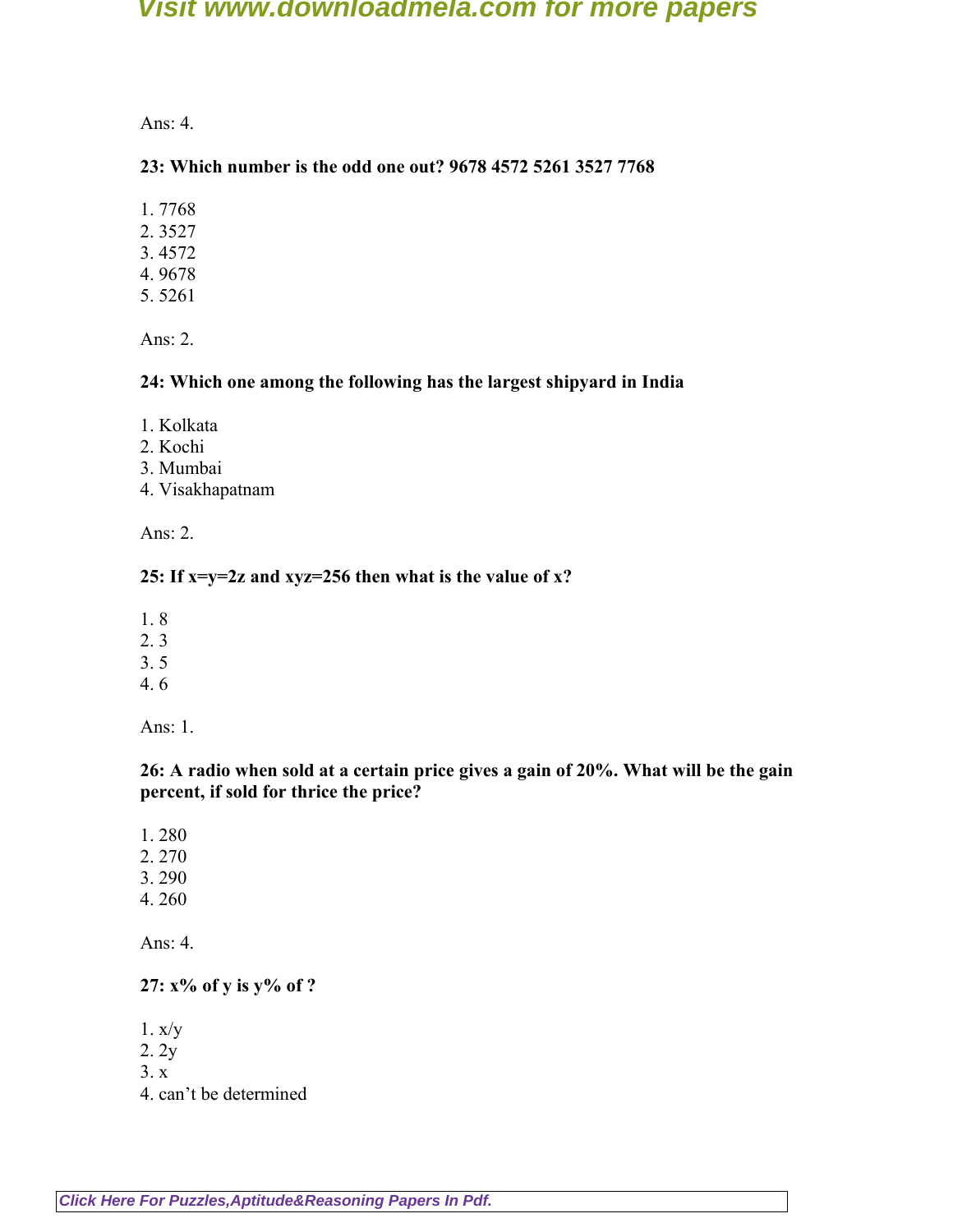Ans: 4.

**23: Which number is the odd one out? 9678 4572 5261 3527 7768**

1. 7768
2. 3527
3. 4572
4. 9678
5. 5261

Ans: 2.

**24: Which one among the following has the largest shipyard in India**

1. Kolkata
2. Kochi
3. Mumbai
4. Visakhapatnam

Ans: 2.

**25: If x=y=2z and xyz=256 then what is the value of x?**

1. 8
2. 3
3. 5
4. 6

Ans: 1.

**26: A radio when sold at a certain price gives a gain of 20%. What will be the gain percent, if sold for thrice the price?**

1. 280
2. 270
3. 290
4. 260

Ans: 4.

**27: x% of y is y% of ?**

1. x/y
2. 2y
3. x
4. can't be determined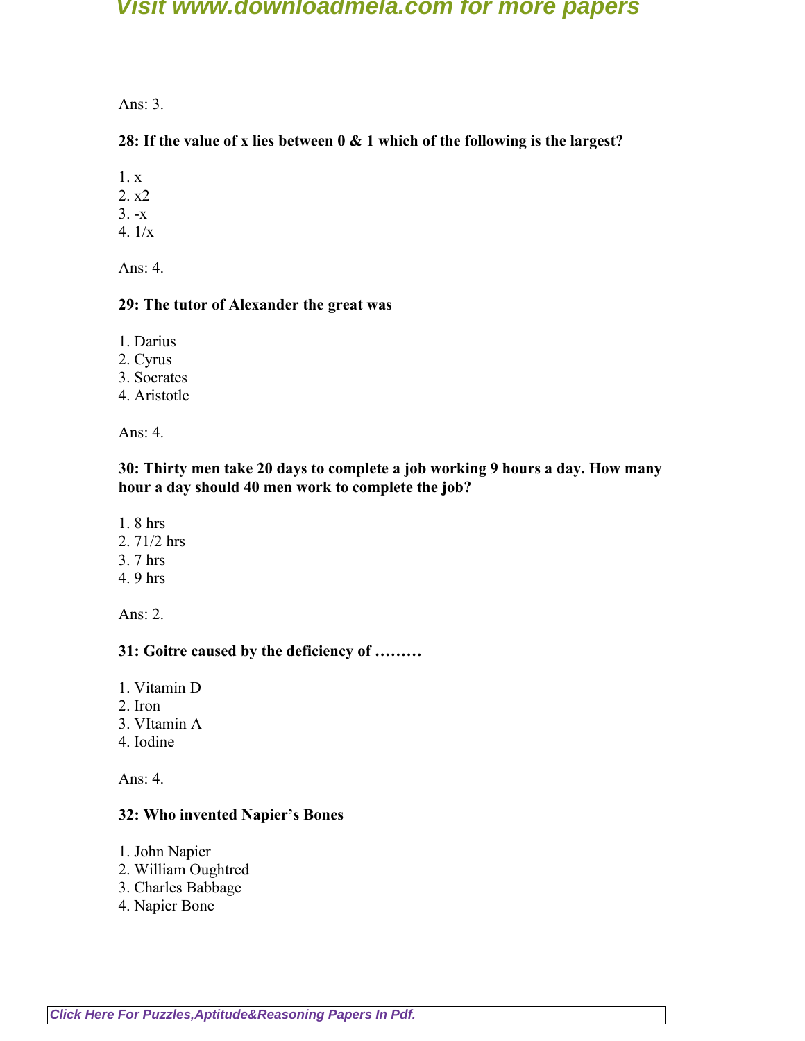Ans: 3.

**28: If the value of x lies between 0 & 1 which of the following is the largest?**

1. x
2. x2
3. -x
4. 1/x

Ans: 4.

**29: The tutor of Alexander the great was**

1. Darius
2. Cyrus
3. Socrates
4. Aristotle

Ans: 4.

**30: Thirty men take 20 days to complete a job working 9 hours a day. How many hour a day should 40 men work to complete the job?**

1. 8 hrs
2. 71/2 hrs
3. 7 hrs
4. 9 hrs

Ans: 2.

**31: Goitre caused by the deficiency of ………**

1. Vitamin D
2. Iron
3. VItamin A
4. Iodine

Ans: 4.

**32: Who invented Napier's Bones**

1. John Napier
2. William Oughtred
3. Charles Babbage
4. Napier Bone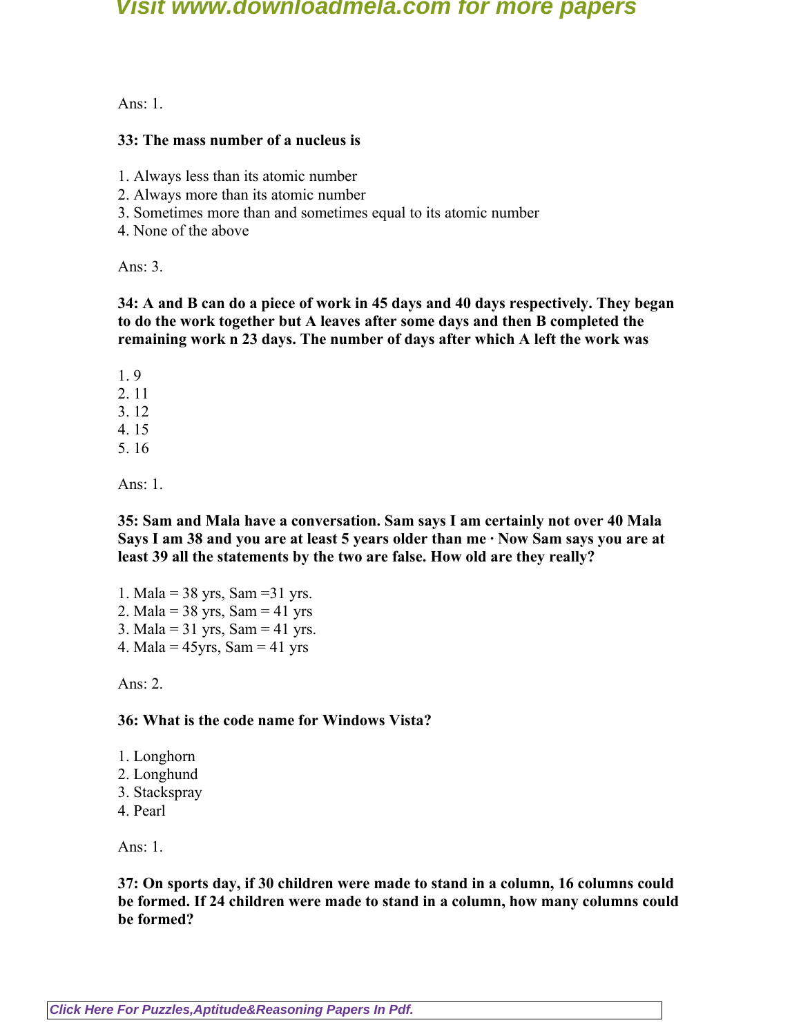Ans: 1.

**33: The mass number of a nucleus is**

1. Always less than its atomic number
2. Always more than its atomic number
3. Sometimes more than and sometimes equal to its atomic number
4. None of the above

Ans: 3.

**34: A and B can do a piece of work in 45 days and 40 days respectively. They began to do the work together but A leaves after some days and then B completed the remaining work n 23 days. The number of days after which A left the work was**

1. 9
2. 11
3. 12
4. 15
5. 16

Ans: 1.

**35: Sam and Mala have a conversation. Sam says I am certainly not over 40 Mala Says I am 38 and you are at least 5 years older than me · Now Sam says you are at least 39 all the statements by the two are false. How old are they really?**

1. Mala = 38 yrs, Sam =31 yrs.
2. Mala = 38 yrs, Sam = 41 yrs
3. Mala = 31 yrs, Sam = 41 yrs.
4. Mala = 45yrs, Sam = 41 yrs

Ans: 2.

**36: What is the code name for Windows Vista?**

1. Longhorn
2. Longhund
3. Stackspray
4. Pearl

Ans: 1.

**37: On sports day, if 30 children were made to stand in a column, 16 columns could be formed. If 24 children were made to stand in a column, how many columns could be formed?**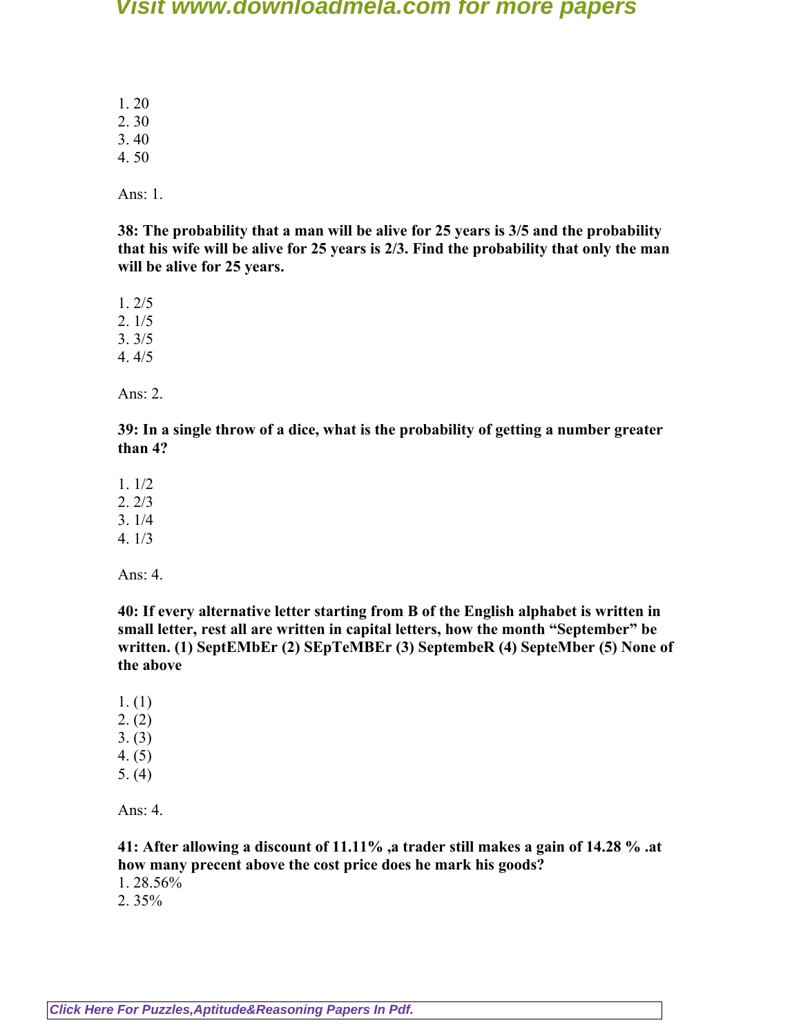1. 20
2. 30
3. 40
4. 50

Ans: 1.

**38: The probability that a man will be alive for 25 years is 3/5 and the probability that his wife will be alive for 25 years is 2/3. Find the probability that only the man will be alive for 25 years.**

1. 2/5
2. 1/5
3. 3/5
4. 4/5

Ans: 2.

**39: In a single throw of a dice, what is the probability of getting a number greater than 4?**

1. 1/2
2. 2/3
3. 1/4
4. 1/3

Ans: 4.

**40: If every alternative letter starting from B of the English alphabet is written in small letter, rest all are written in capital letters, how the month "September" be written. (1) SeptEMbEr (2) SEpTeMBEr (3) SeptembeR (4) SepteMber (5) None of the above**

1. (1)
2. (2)
3. (3)
4. (5)
5. (4)

Ans: 4.

**41: After allowing a discount of 11.11% ,a trader still makes a gain of 14.28 % .at how many precent above the cost price does he mark his goods?**

1. 28.56%
2. 35%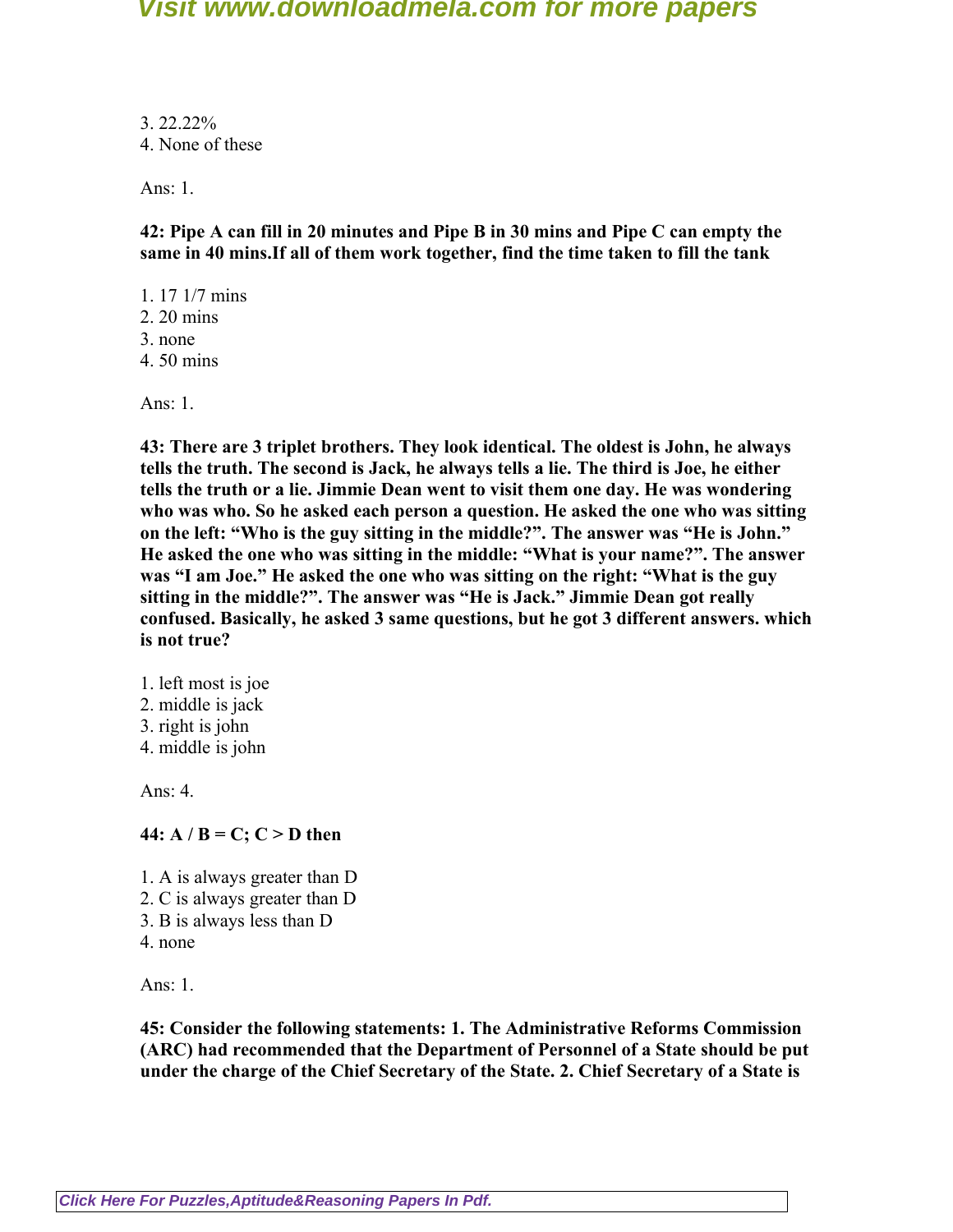3. 22.22%
4. None of these

Ans: 1.

**42: Pipe A can fill in 20 minutes and Pipe B in 30 mins and Pipe C can empty the same in 40 mins.If all of them work together, find the time taken to fill the tank**

1. 17 1/7 mins
2. 20 mins
3. none
4. 50 mins

Ans: 1.

**43: There are 3 triplet brothers. They look identical. The oldest is John, he always tells the truth. The second is Jack, he always tells a lie. The third is Joe, he either tells the truth or a lie. Jimmie Dean went to visit them one day. He was wondering who was who. So he asked each person a question. He asked the one who was sitting on the left: "Who is the guy sitting in the middle?". The answer was "He is John." He asked the one who was sitting in the middle: "What is your name?". The answer was "I am Joe." He asked the one who was sitting on the right: "What is the guy sitting in the middle?". The answer was "He is Jack." Jimmie Dean got really confused. Basically, he asked 3 same questions, but he got 3 different answers. which is not true?**

1. left most is joe
2. middle is jack
3. right is john
4. middle is john

Ans: 4.

**44: A / B = C; C > D then**

1. A is always greater than D
2. C is always greater than D
3. B is always less than D
4. none

Ans: 1.

**45: Consider the following statements: 1. The Administrative Reforms Commission (ARC) had recommended that the Department of Personnel of a State should be put under the charge of the Chief Secretary of the State. 2. Chief Secretary of a State is**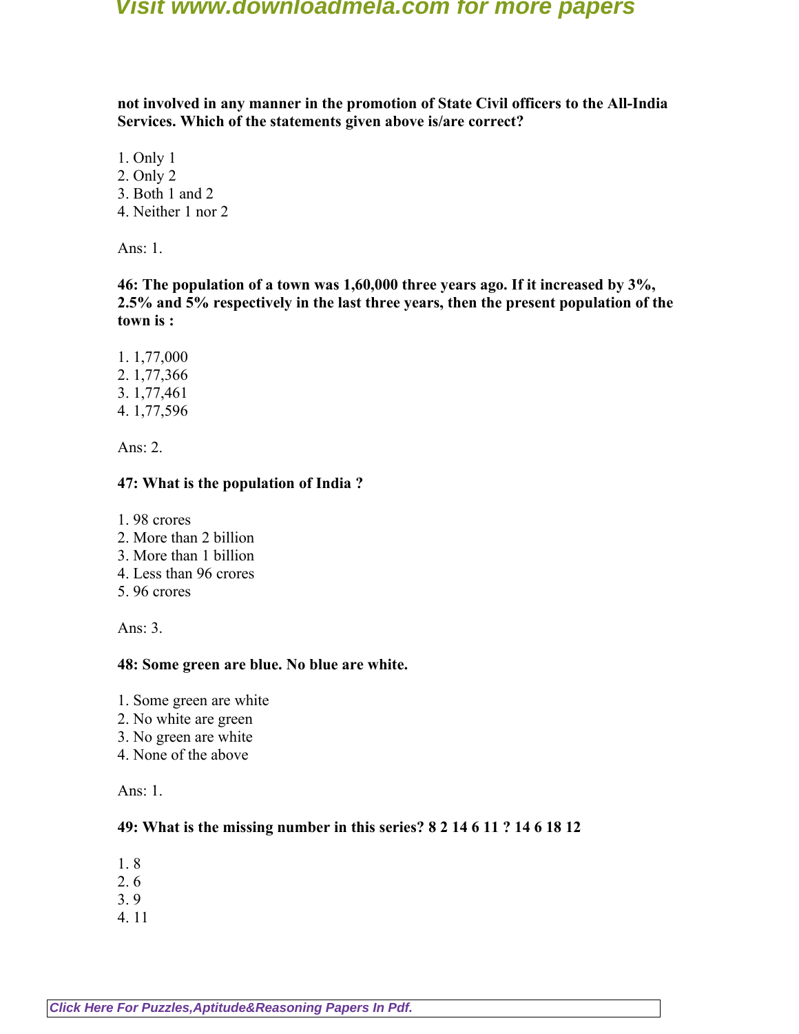**not involved in any manner in the promotion of State Civil officers to the All-India Services. Which of the statements given above is/are correct?**

1. Only 1
2. Only 2
3. Both 1 and 2
4. Neither 1 nor 2

Ans: 1.

**46: The population of a town was 1,60,000 three years ago. If it increased by 3%, 2.5% and 5% respectively in the last three years, then the present population of the town is :**

1. 1,77,000
2. 1,77,366
3. 1,77,461
4. 1,77,596

Ans: 2.

**47: What is the population of India ?**

1. 98 crores
2. More than 2 billion
3. More than 1 billion
4. Less than 96 crores
5. 96 crores

Ans: 3.

**48: Some green are blue. No blue are white.**

1. Some green are white
2. No white are green
3. No green are white
4. None of the above

Ans: 1.

**49: What is the missing number in this series? 8 2 14 6 11 ? 14 6 18 12**

1. 8
2. 6
3. 9
4. 11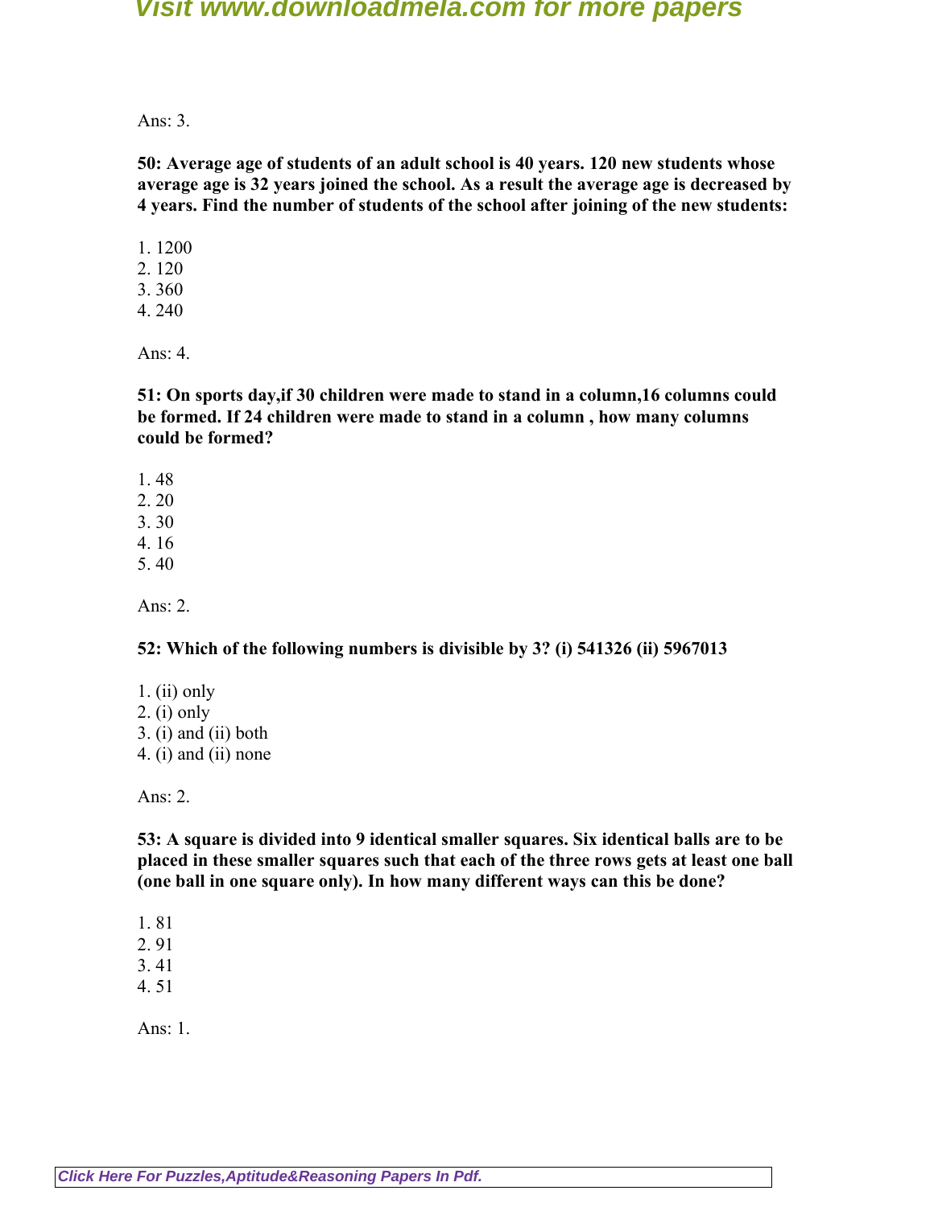Ans: 3.

**50: Average age of students of an adult school is 40 years. 120 new students whose average age is 32 years joined the school. As a result the average age is decreased by 4 years. Find the number of students of the school after joining of the new students:**

1. 1200
2. 120
3. 360
4. 240

Ans: 4.

**51: On sports day,if 30 children were made to stand in a column,16 columns could be formed. If 24 children were made to stand in a column , how many columns could be formed?**

1. 48
2. 20
3. 30
4. 16
5. 40

Ans: 2.

**52: Which of the following numbers is divisible by 3? (i) 541326 (ii) 5967013**

1. (ii) only
2. (i) only
3. (i) and (ii) both
4. (i) and (ii) none

Ans: 2.

**53: A square is divided into 9 identical smaller squares. Six identical balls are to be placed in these smaller squares such that each of the three rows gets at least one ball (one ball in one square only). In how many different ways can this be done?**

1. 81
2. 91
3. 41
4. 51

Ans: 1.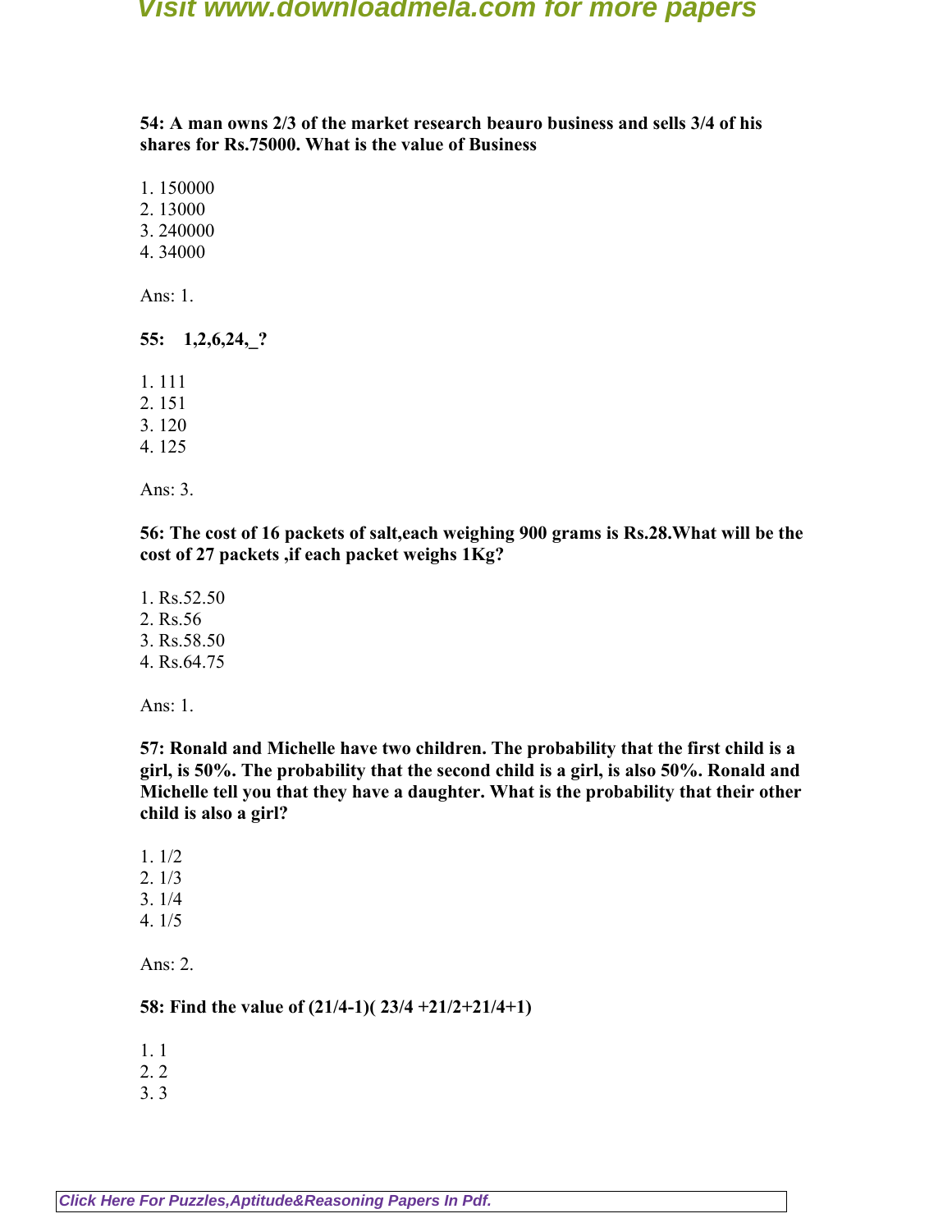**54: A man owns 2/3 of the market research beauro business and sells 3/4 of his shares for Rs.75000. What is the value of Business**

1. 150000
2. 13000
3. 240000
4. 34000

Ans: 1.

**55: 1,2,6,24,_?**

1. 111
2. 151
3. 120
4. 125

Ans: 3.

**56: The cost of 16 packets of salt,each weighing 900 grams is Rs.28.What will be the cost of 27 packets ,if each packet weighs 1Kg?**

1. Rs.52.50
2. Rs.56
3. Rs.58.50
4. Rs.64.75

Ans: 1.

**57: Ronald and Michelle have two children. The probability that the first child is a girl, is 50%. The probability that the second child is a girl, is also 50%. Ronald and Michelle tell you that they have a daughter. What is the probability that their other child is also a girl?**

1. 1/2
2. 1/3
3. 1/4
4. 1/5

Ans: 2.

**58: Find the value of (21/4-1)( 23/4 +21/2+21/4+1)**

1. 1
2. 2
3. 3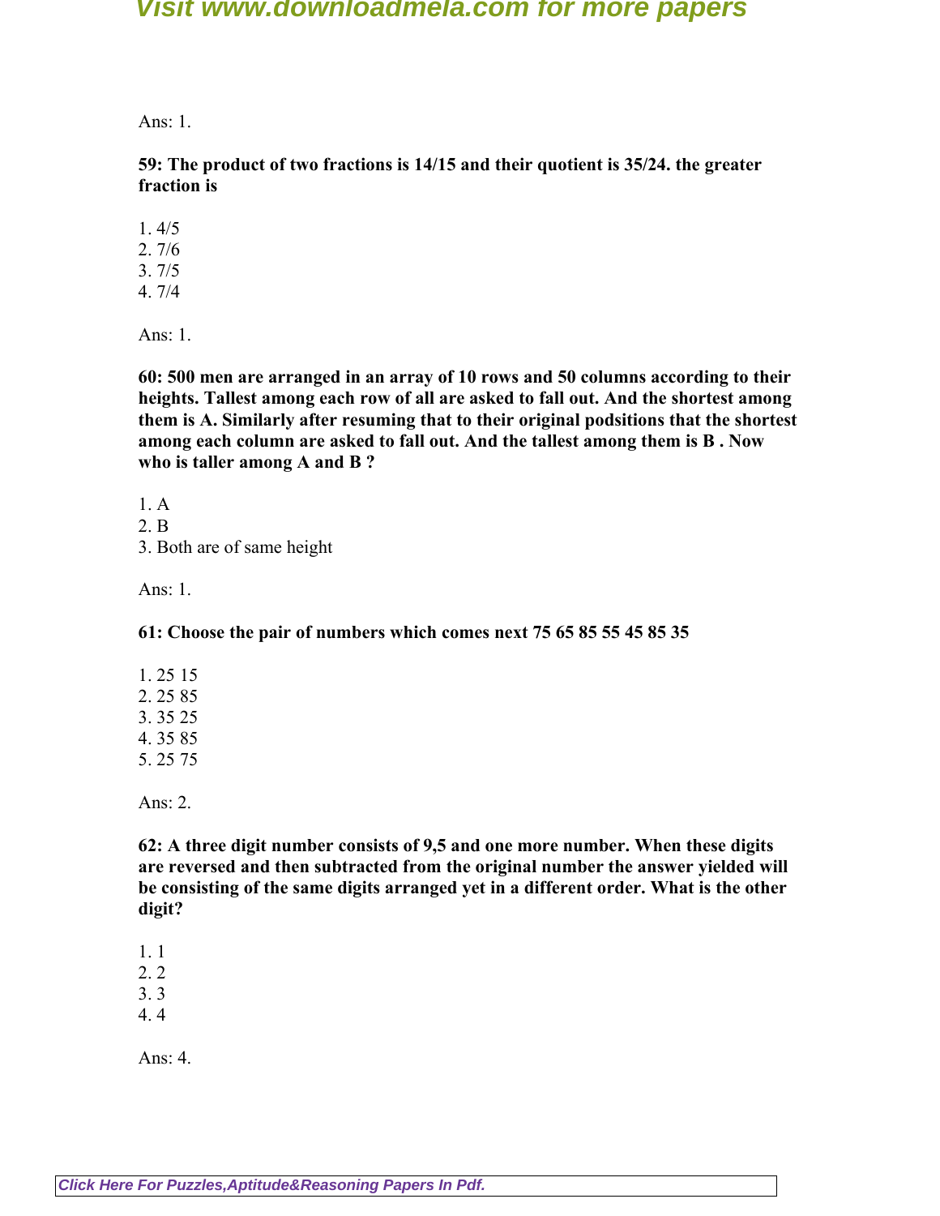Ans: 1.

**59: The product of two fractions is 14/15 and their quotient is 35/24. the greater fraction is**

1. 4/5
2. 7/6
3. 7/5
4. 7/4

Ans: 1.

**60: 500 men are arranged in an array of 10 rows and 50 columns according to their heights. Tallest among each row of all are asked to fall out. And the shortest among them is A. Similarly after resuming that to their original podsitions that the shortest among each column are asked to fall out. And the tallest among them is B . Now who is taller among A and B ?**

1. A
2. B
3. Both are of same height

Ans: 1.

**61: Choose the pair of numbers which comes next 75 65 85 55 45 85 35**

1. 25 15
2. 25 85
3. 35 25
4. 35 85
5. 25 75

Ans: 2.

**62: A three digit number consists of 9,5 and one more number. When these digits are reversed and then subtracted from the original number the answer yielded will be consisting of the same digits arranged yet in a different order. What is the other digit?**

1. 1
2. 2
3. 3
4. 4

Ans: 4.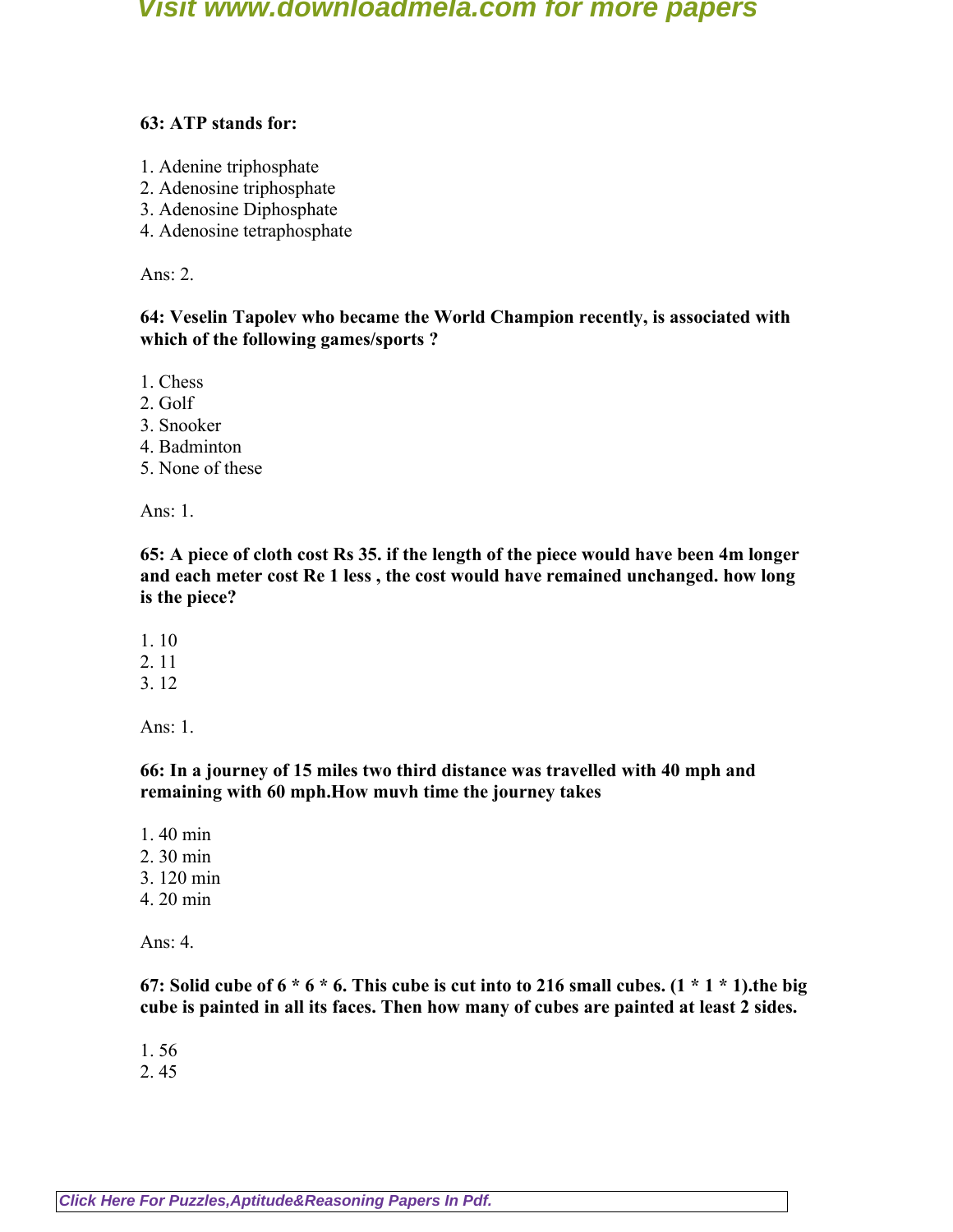**63: ATP stands for:**

1. Adenine triphosphate
2. Adenosine triphosphate
3. Adenosine Diphosphate
4. Adenosine tetraphosphate

Ans: 2.

**64: Veselin Tapolev who became the World Champion recently, is associated with which of the following games/sports ?**

1. Chess
2. Golf
3. Snooker
4. Badminton
5. None of these

Ans: 1.

**65: A piece of cloth cost Rs 35. if the length of the piece would have been 4m longer and each meter cost Re 1 less , the cost would have remained unchanged. how long is the piece?**

1. 10
2. 11
3. 12

Ans: 1.

**66: In a journey of 15 miles two third distance was travelled with 40 mph and remaining with 60 mph.How muvh time the journey takes**

1. 40 min
2. 30 min
3. 120 min
4. 20 min

Ans: 4.

**67: Solid cube of 6 * 6 * 6. This cube is cut into to 216 small cubes. (1 * 1 * 1).the big cube is painted in all its faces. Then how many of cubes are painted at least 2 sides.**

1. 56
2. 45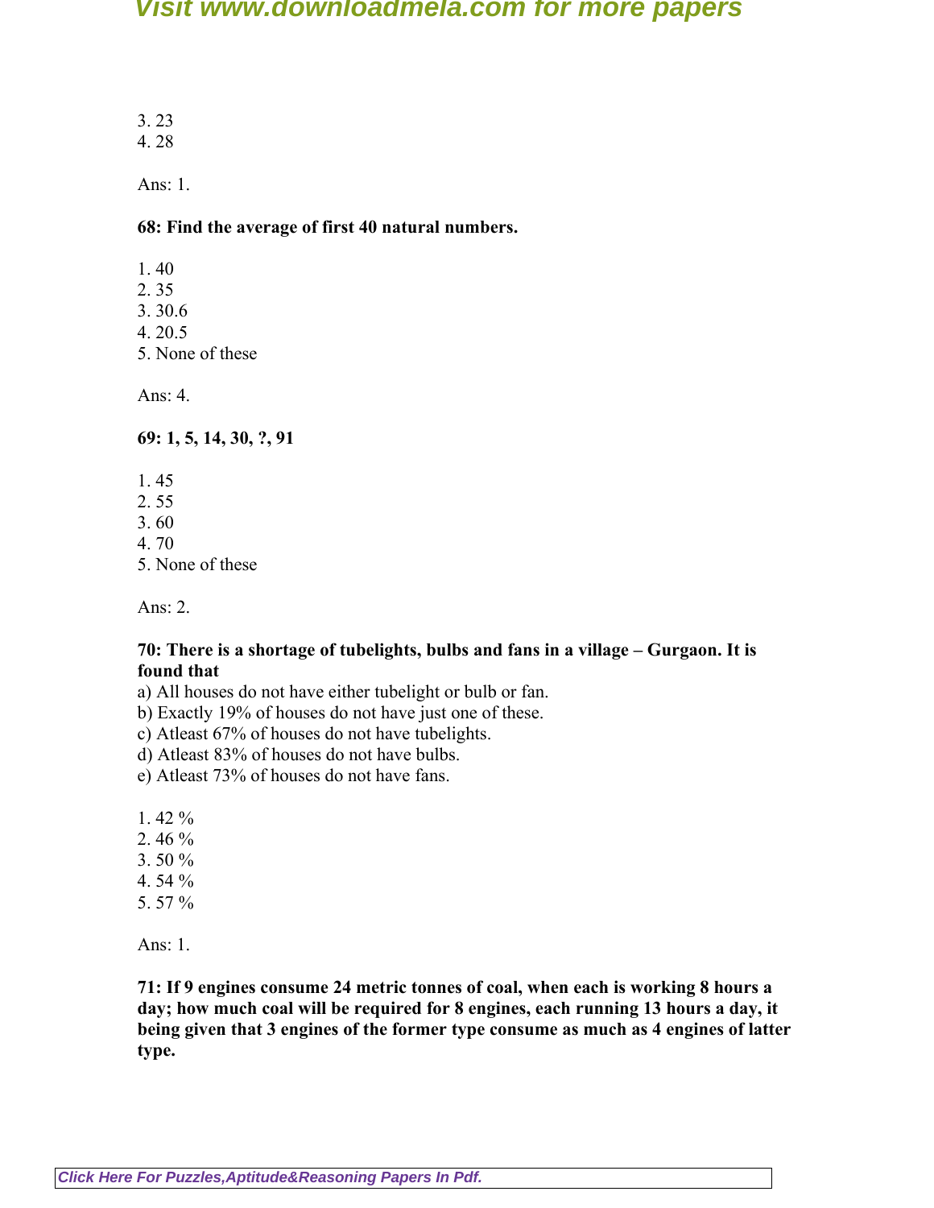3. 23
4. 28

Ans: 1.

**68: Find the average of first 40 natural numbers.**

1. 40
2. 35
3. 30.6
4. 20.5
5. None of these

Ans: 4.

**69: 1, 5, 14, 30, ?, 91**

1. 45
2. 55
3. 60
4. 70
5. None of these

Ans: 2.

**70: There is a shortage of tubelights, bulbs and fans in a village – Gurgaon. It is found that**

a) All houses do not have either tubelight or bulb or fan.
b) Exactly 19% of houses do not have just one of these.
c) Atleast 67% of houses do not have tubelights.
d) Atleast 83% of houses do not have bulbs.
e) Atleast 73% of houses do not have fans.

1. 42 %
2. 46 %
3. 50 %
4. 54 %
5. 57 %

Ans: 1.

**71: If 9 engines consume 24 metric tonnes of coal, when each is working 8 hours a day; how much coal will be required for 8 engines, each running 13 hours a day, it being given that 3 engines of the former type consume as much as 4 engines of latter type.**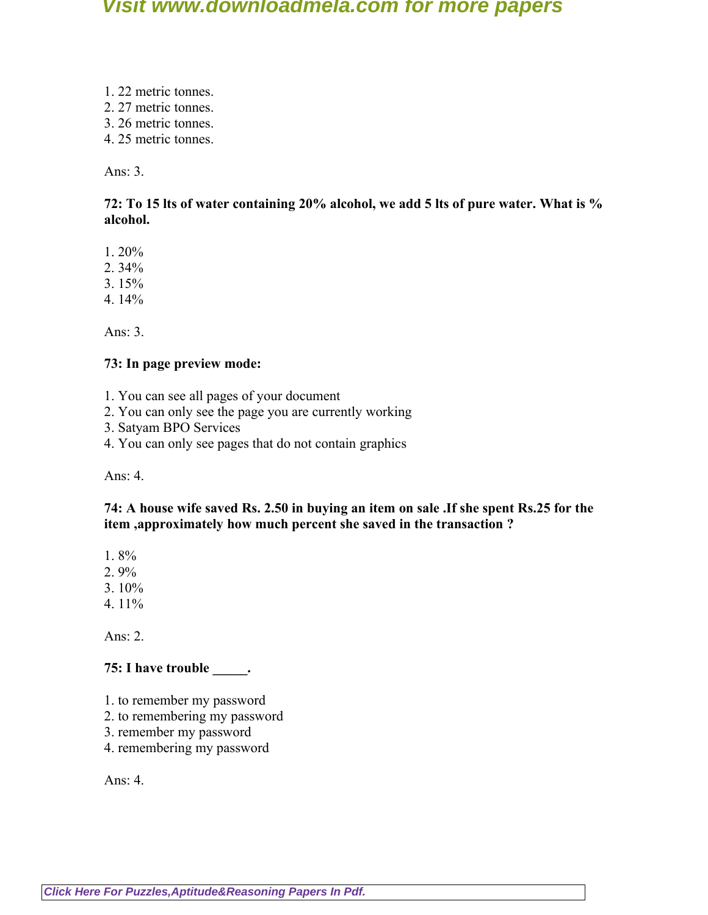1. 22 metric tonnes.
2. 27 metric tonnes.
3. 26 metric tonnes.
4. 25 metric tonnes.

Ans: 3.

**72: To 15 lts of water containing 20% alcohol, we add 5 lts of pure water. What is % alcohol.**

1. 20%
2. 34%
3. 15%
4. 14%

Ans: 3.

**73: In page preview mode:**

1. You can see all pages of your document
2. You can only see the page you are currently working
3. Satyam BPO Services
4. You can only see pages that do not contain graphics

Ans: 4.

**74: A house wife saved Rs. 2.50 in buying an item on sale .If she spent Rs.25 for the item ,approximately how much percent she saved in the transaction ?**

1. 8%
2. 9%
3. 10%
4. 11%

Ans: 2.

**75: I have trouble _____.**

1. to remember my password
2. to remembering my password
3. remember my password
4. remembering my password

Ans: 4.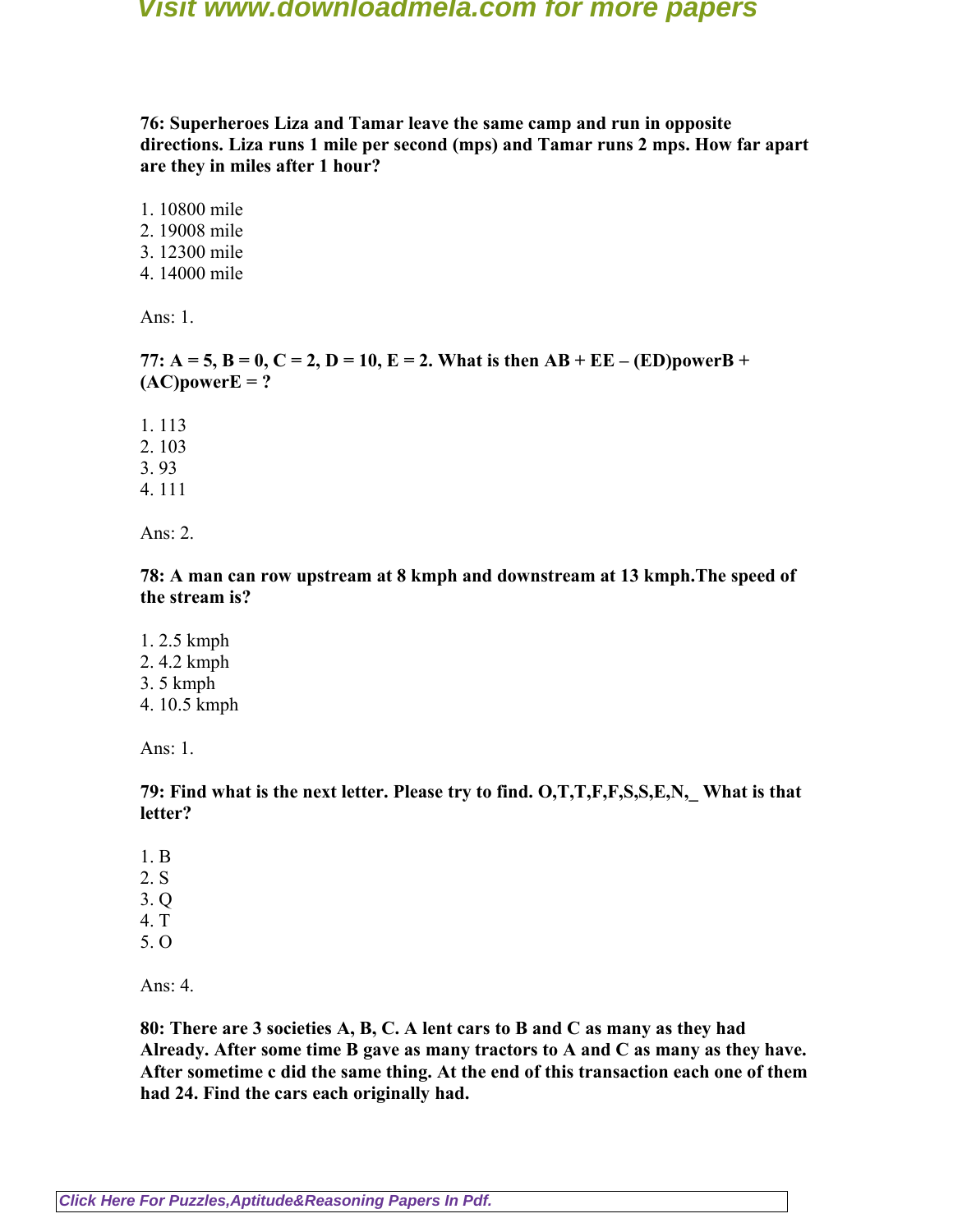**76: Superheroes Liza and Tamar leave the same camp and run in opposite directions. Liza runs 1 mile per second (mps) and Tamar runs 2 mps. How far apart are they in miles after 1 hour?**

1. 10800 mile
2. 19008 mile
3. 12300 mile
4. 14000 mile

Ans: 1.

**77: A = 5, B = 0, C = 2, D = 10, E = 2. What is then AB + EE – (ED)powerB + (AC)powerE = ?**

1. 113
2. 103
3. 93
4. 111

Ans: 2.

**78: A man can row upstream at 8 kmph and downstream at 13 kmph.The speed of the stream is?**

1. 2.5 kmph
2. 4.2 kmph
3. 5 kmph
4. 10.5 kmph

Ans: 1.

**79: Find what is the next letter. Please try to find. O,T,T,F,F,S,S,E,N,_ What is that letter?**

1. B
2. S
3. Q
4. T
5. O

Ans: 4.

**80: There are 3 societies A, B, C. A lent cars to B and C as many as they had Already. After some time B gave as many tractors to A and C as many as they have. After sometime c did the same thing. At the end of this transaction each one of them had 24. Find the cars each originally had.**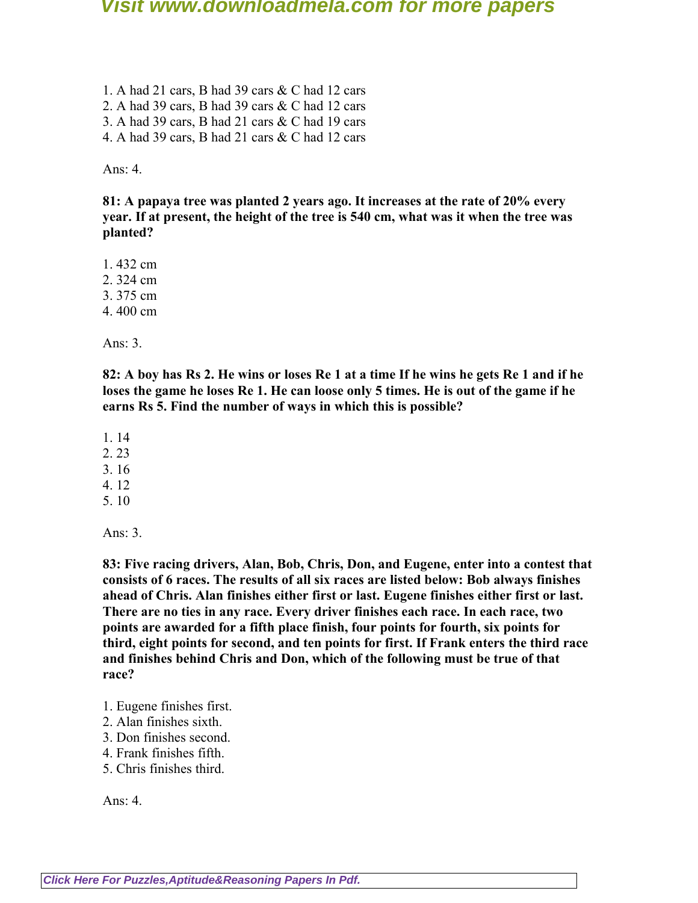1. A had 21 cars, B had 39 cars & C had 12 cars
2. A had 39 cars, B had 39 cars & C had 12 cars
3. A had 39 cars, B had 21 cars & C had 19 cars
4. A had 39 cars, B had 21 cars & C had 12 cars

Ans: 4.

**81: A papaya tree was planted 2 years ago. It increases at the rate of 20% every year. If at present, the height of the tree is 540 cm, what was it when the tree was planted?**

1. 432 cm
2. 324 cm
3. 375 cm
4. 400 cm

Ans: 3.

**82: A boy has Rs 2. He wins or loses Re 1 at a time If he wins he gets Re 1 and if he loses the game he loses Re 1. He can loose only 5 times. He is out of the game if he earns Rs 5. Find the number of ways in which this is possible?**

1. 14
2. 23
3. 16
4. 12
5. 10

Ans: 3.

**83: Five racing drivers, Alan, Bob, Chris, Don, and Eugene, enter into a contest that consists of 6 races. The results of all six races are listed below: Bob always finishes ahead of Chris. Alan finishes either first or last. Eugene finishes either first or last. There are no ties in any race. Every driver finishes each race. In each race, two points are awarded for a fifth place finish, four points for fourth, six points for third, eight points for second, and ten points for first. If Frank enters the third race and finishes behind Chris and Don, which of the following must be true of that race?**

1. Eugene finishes first.
2. Alan finishes sixth.
3. Don finishes second.
4. Frank finishes fifth.
5. Chris finishes third.

Ans: 4.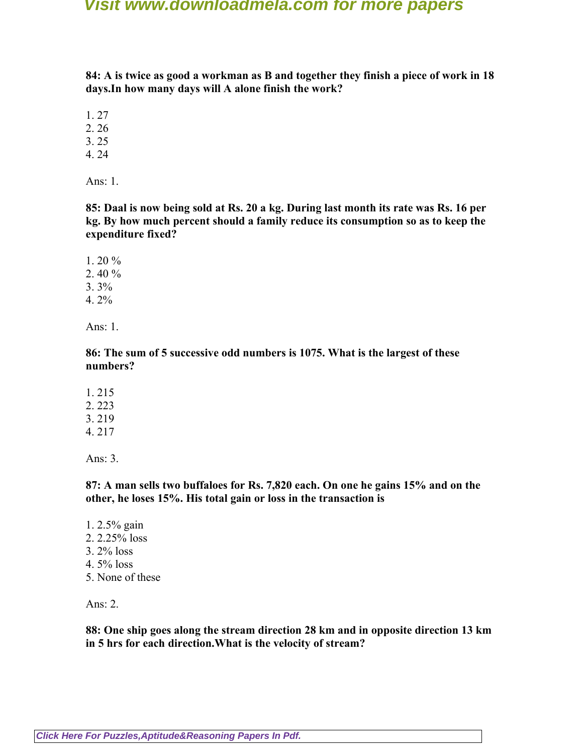**84: A is twice as good a workman as B and together they finish a piece of work in 18 days.In how many days will A alone finish the work?**

1. 27
2. 26
3. 25
4. 24

Ans: 1.

**85: Daal is now being sold at Rs. 20 a kg. During last month its rate was Rs. 16 per kg. By how much percent should a family reduce its consumption so as to keep the expenditure fixed?**

1. 20 %
2. 40 %
3. 3%
4. 2%

Ans: 1.

**86: The sum of 5 successive odd numbers is 1075. What is the largest of these numbers?**

1. 215
2. 223
3. 219
4. 217

Ans: 3.

**87: A man sells two buffaloes for Rs. 7,820 each. On one he gains 15% and on the other, he loses 15%. His total gain or loss in the transaction is**

1. 2.5% gain
2. 2.25% loss
3. 2% loss
4. 5% loss
5. None of these

Ans: 2.

**88: One ship goes along the stream direction 28 km and in opposite direction 13 km in 5 hrs for each direction.What is the velocity of stream?**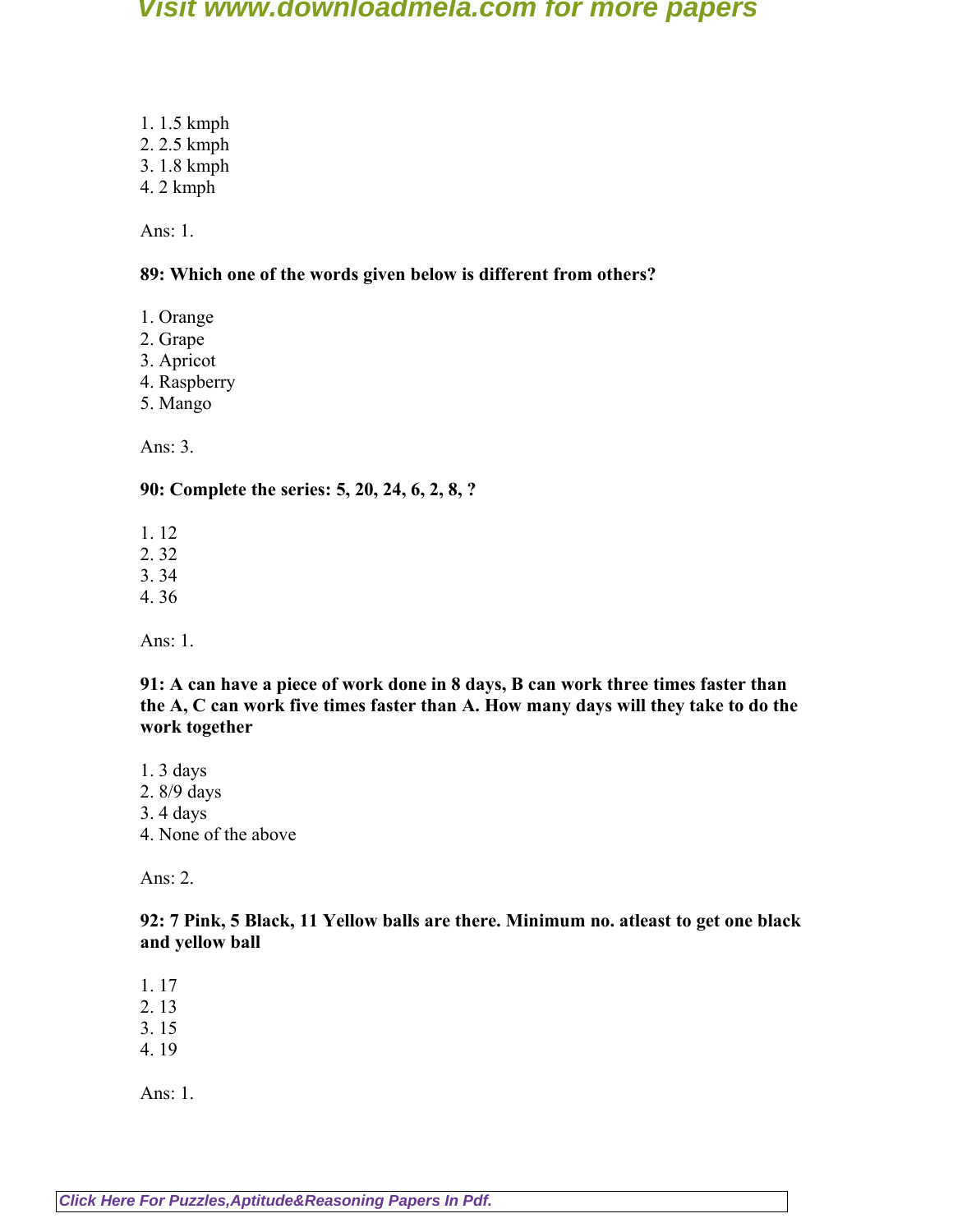1. 1.5 kmph
2. 2.5 kmph
3. 1.8 kmph
4. 2 kmph

Ans: 1.

**89: Which one of the words given below is different from others?**

1. Orange
2. Grape
3. Apricot
4. Raspberry
5. Mango

Ans: 3.

**90: Complete the series: 5, 20, 24, 6, 2, 8, ?**

1. 12
2. 32
3. 34
4. 36

Ans: 1.

**91: A can have a piece of work done in 8 days, B can work three times faster than the A, C can work five times faster than A. How many days will they take to do the work together**

1. 3 days
2. 8/9 days
3. 4 days
4. None of the above

Ans: 2.

**92: 7 Pink, 5 Black, 11 Yellow balls are there. Minimum no. atleast to get one black and yellow ball**

1. 17
2. 13
3. 15
4. 19

Ans: 1.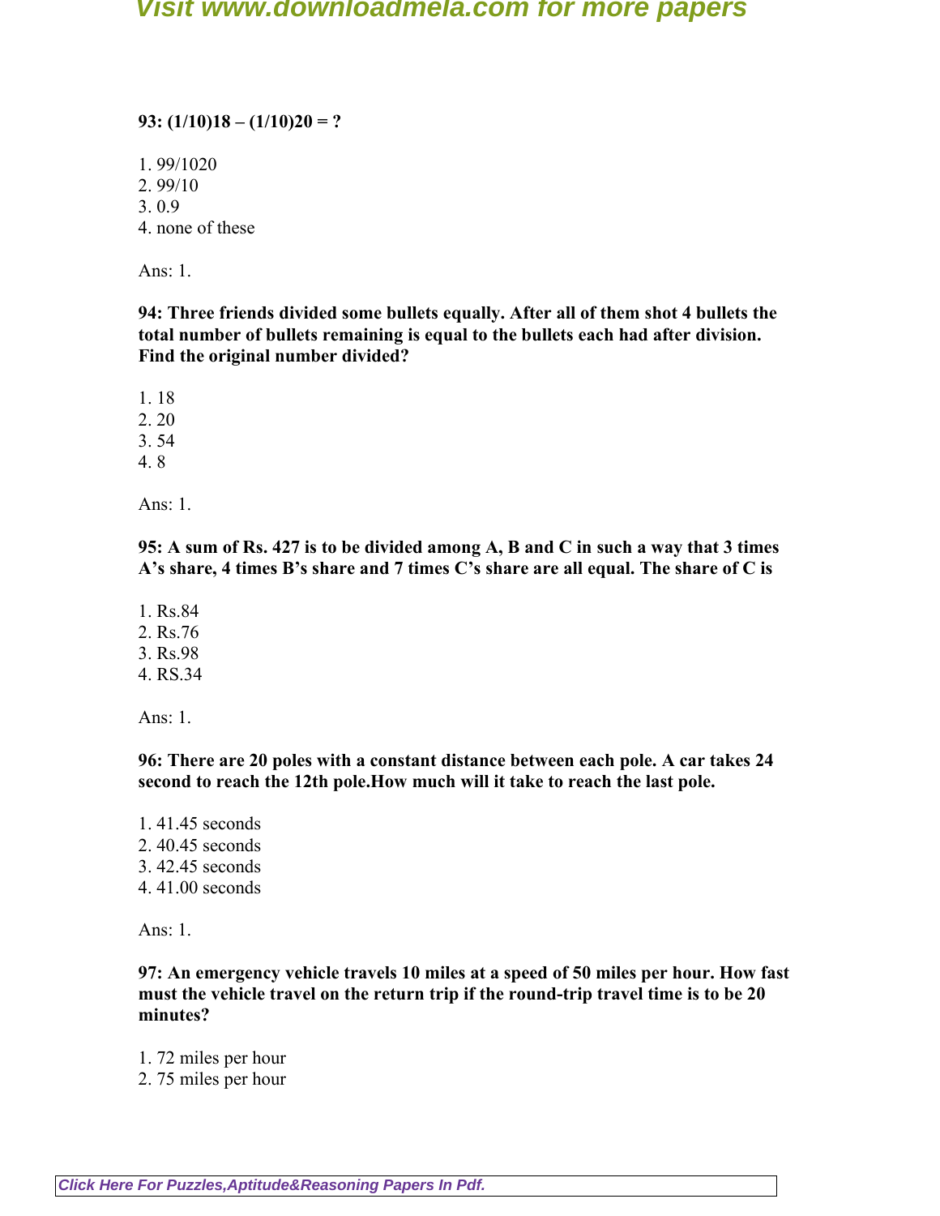**93: (1/10)18 – (1/10)20 = ?**

1. 99/1020
2. 99/10
3. 0.9
4. none of these

Ans: 1.

**94: Three friends divided some bullets equally. After all of them shot 4 bullets the total number of bullets remaining is equal to the bullets each had after division. Find the original number divided?**

1. 18
2. 20
3. 54
4. 8

Ans: 1.

**95: A sum of Rs. 427 is to be divided among A, B and C in such a way that 3 times A's share, 4 times B's share and 7 times C's share are all equal. The share of C is**

1. Rs.84
2. Rs.76
3. Rs.98
4. RS.34

Ans: 1.

**96: There are 20 poles with a constant distance between each pole. A car takes 24 second to reach the 12th pole.How much will it take to reach the last pole.**

1. 41.45 seconds
2. 40.45 seconds
3. 42.45 seconds
4. 41.00 seconds

Ans: 1.

**97: An emergency vehicle travels 10 miles at a speed of 50 miles per hour. How fast must the vehicle travel on the return trip if the round-trip travel time is to be 20 minutes?**

1. 72 miles per hour
2. 75 miles per hour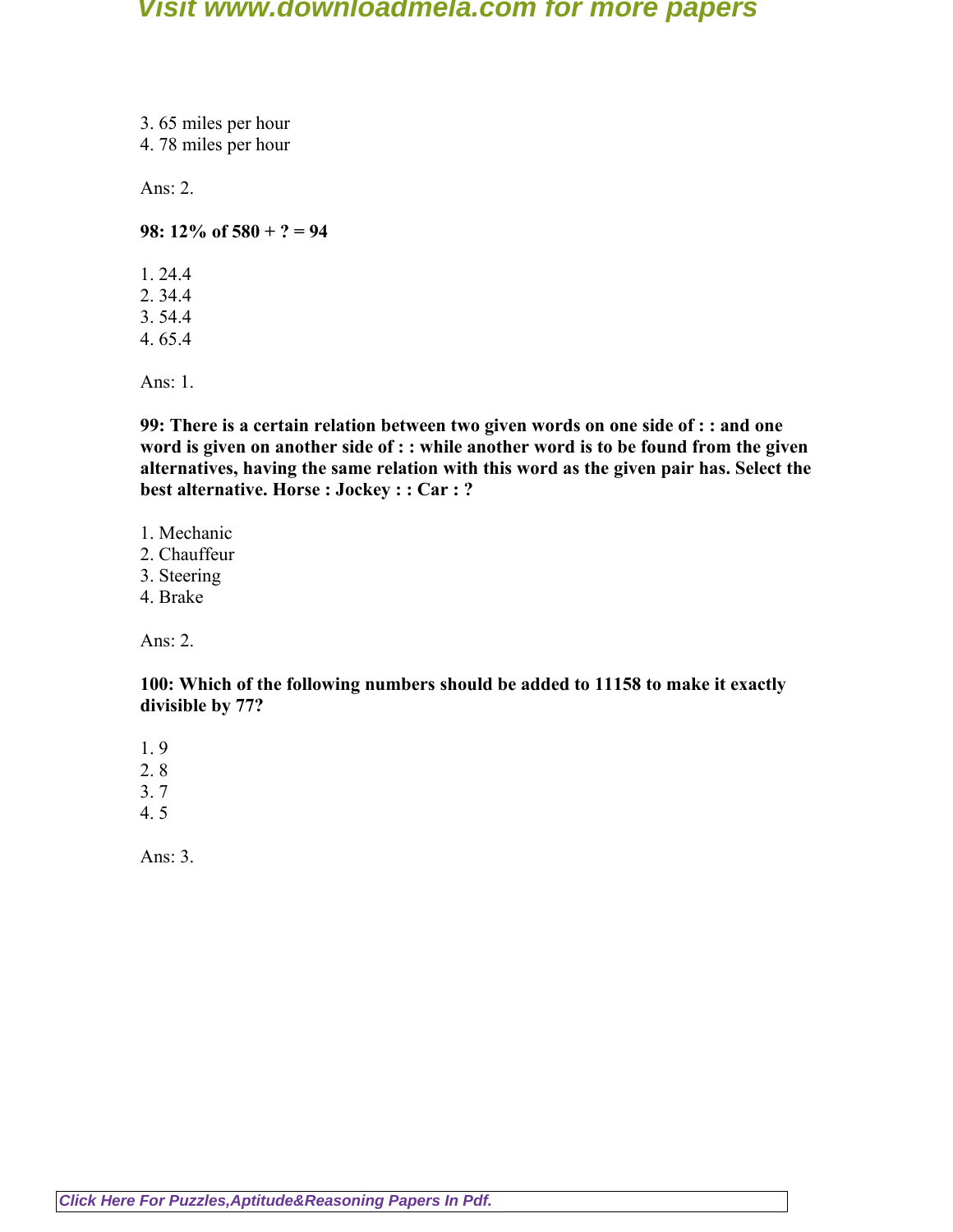3. 65 miles per hour
4. 78 miles per hour

Ans: 2.

**98: 12% of 580 + ? = 94**

1. 24.4
2. 34.4
3. 54.4
4. 65.4

Ans: 1.

**99: There is a certain relation between two given words on one side of : : and one word is given on another side of : : while another word is to be found from the given alternatives, having the same relation with this word as the given pair has. Select the best alternative. Horse : Jockey : : Car : ?**

1. Mechanic
2. Chauffeur
3. Steering
4. Brake

Ans: 2.

**100: Which of the following numbers should be added to 11158 to make it exactly divisible by 77?**

1. 9
2. 8
3. 7
4. 5

Ans: 3.